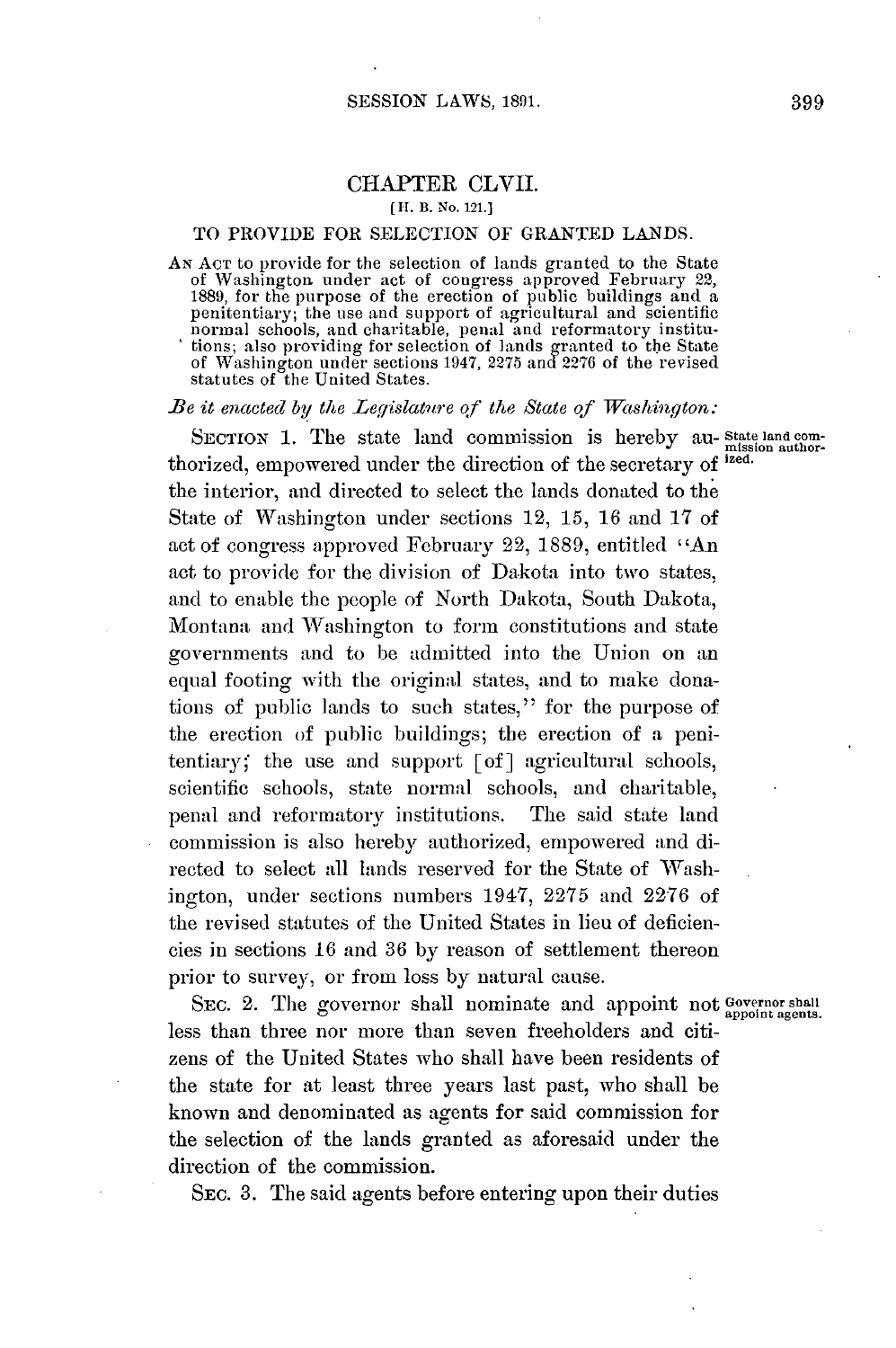# CHAPTER CLVII.

[H. B. No. 121.]

## TO PROVIDE FOR SELECTION OF GRANTED LANDS.

AN ACT to provide for the selection of lands granted to the State of Washington under act of congress approved February 22, 1889, for the purpose of the erection of public buildings and a penitentiary; the use and support of agricultural and scientific normal schools, and charitable, penal and reformatory institutions; also providing for selection of lands granted to the State of Washington under sections 1947, 2275 and 2276 of the revised statutes of the United States.

*Be it enacted by the Legislature of the State of Washington:*

SECTION 1. The state land commission is hereby authorized, empowered under the direction of the secretary of the interior, and directed to select the lands donated to the State of Washington under sections 12, 15, 16 and 17 of act of congress approved February 22, 1889, entitled "An act to provide for the division of Dakota into two states, and to enable the people of North Dakota, South Dakota, Montana and Washington to form constitutions and state governments and to be admitted into the Union on an equal footing with the original states, and to make donations of public lands to such states," for the purpose of the erection of public buildings; the erection of a penitentiary; the use and support [of] agricultural schools, scientific schools, state normal schools, and charitable, penal and reformatory institutions. The said state land commission is also hereby authorized, empowered and directed to select all lands reserved for the State of Washington, under sections numbers 1947, 2275 and 2276 of the revised statutes of the United States in lieu of deficiencies in sections 16 and 36 by reason of settlement thereon prior to survey, or from loss by natural cause.

State land commission authorized.

SEC. 2. The governor shall nominate and appoint not less than three nor more than seven freeholders and citizens of the United States who shall have been residents of the state for at least three years last past, who shall be known and denominated as agents for said commission for the selection of the lands granted as aforesaid under the direction of the commission.

Governor shall appoint agents.

SEC. 3. The said agents before entering upon their duties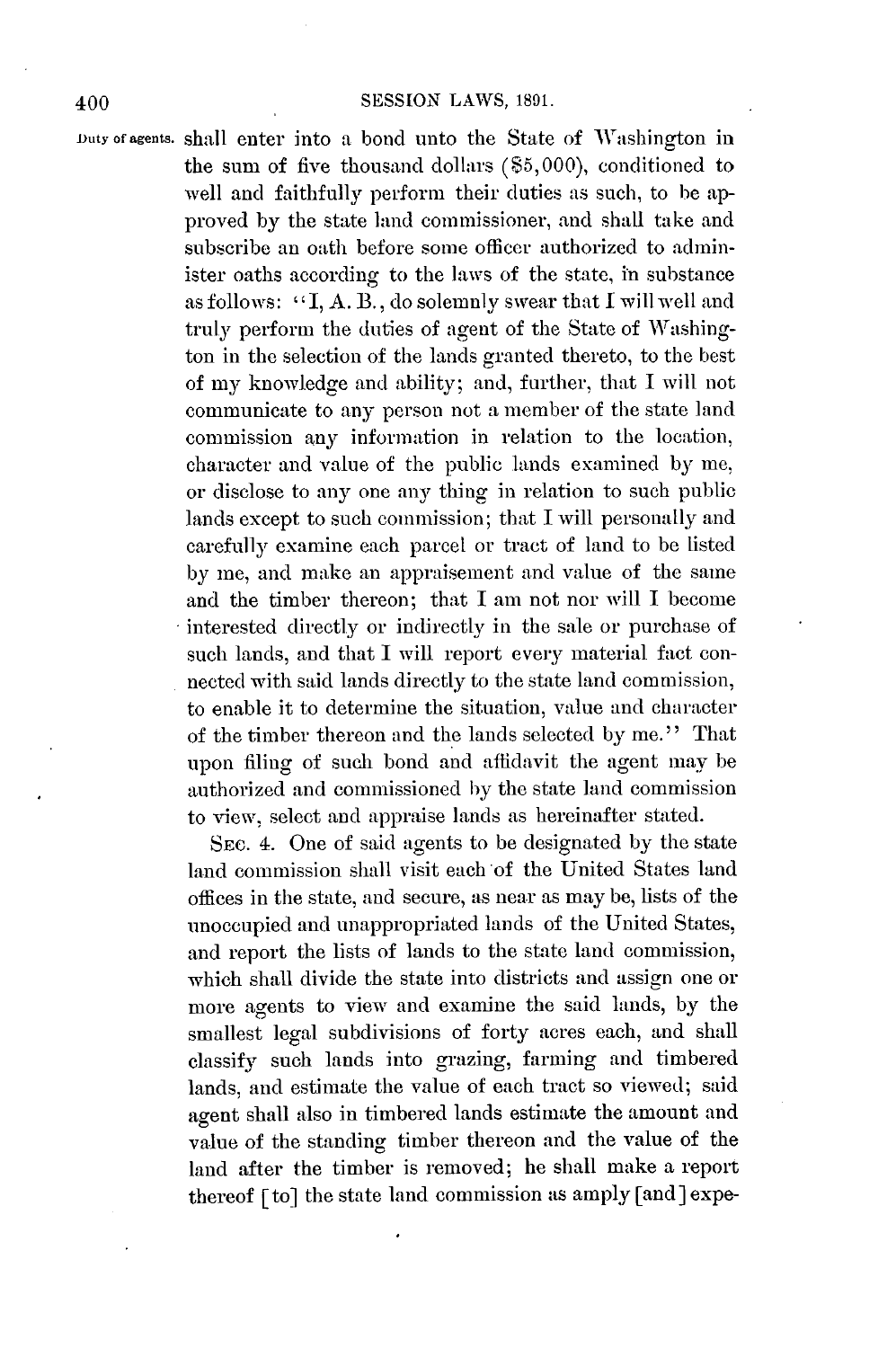Duty of agents. shall enter into a bond unto the State of Washington in the sum of five thousand dollars ($5,000), conditioned to well and faithfully perform their duties as such, to be approved by the state land commissioner, and shall take and subscribe an oath before some officer authorized to administer oaths according to the laws of the state, in substance as follows: "I, A. B., do solemnly swear that I will well and truly perform the duties of agent of the State of Washington in the selection of the lands granted thereto, to the best of my knowledge and ability; and, further, that I will not communicate to any person not a member of the state land commission any information in relation to the location, character and value of the public lands examined by me, or disclose to any one any thing in relation to such public lands except to such commission; that I will personally and carefully examine each parcel or tract of land to be listed by me, and make an appraisement and value of the same and the timber thereon; that I am not nor will I become interested directly or indirectly in the sale or purchase of such lands, and that I will report every material fact connected with said lands directly to the state land commission, to enable it to determine the situation, value and character of the timber thereon and the lands selected by me." That upon filing of such bond and affidavit the agent may be authorized and commissioned by the state land commission to view, select and appraise lands as hereinafter stated.

SEC. 4. One of said agents to be designated by the state land commission shall visit each of the United States land offices in the state, and secure, as near as may be, lists of the unoccupied and unappropriated lands of the United States, and report the lists of lands to the state land commission, which shall divide the state into districts and assign one or more agents to view and examine the said lands, by the smallest legal subdivisions of forty acres each, and shall classify such lands into grazing, farming and timbered lands, and estimate the value of each tract so viewed; said agent shall also in timbered lands estimate the amount and value of the standing timber thereon and the value of the land after the timber is removed; he shall make a report thereof [to] the state land commission as amply [and] expe-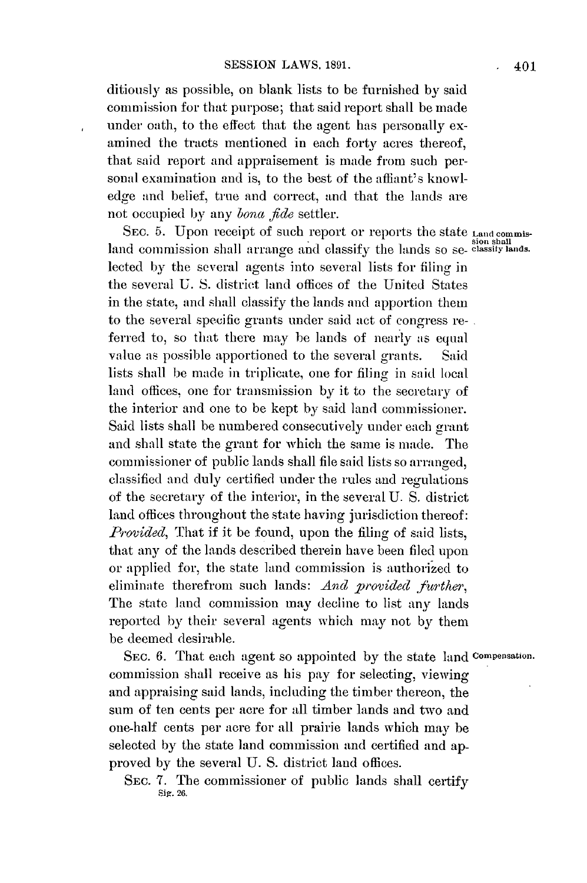ditiously as possible, on blank lists to be furnished by said commission for that purpose; that said report shall be made under oath, to the effect that the agent has personally examined the tracts mentioned in each forty acres thereof, that said report and appraisement is made from such personal examination and is, to the best of the affiant's knowledge and belief, true and correct, and that the lands are not occupied by any *bona fide* settler.

**Land commission shall classify lands.**

SEC. 5. Upon receipt of such report or reports the state land commission shall arrange and classify the lands so selected by the several agents into several lists for filing in the several U. S. district land offices of the United States in the state, and shall classify the lands and apportion them to the several specific grants under said act of congress referred to, so that there may be lands of nearly as equal value as possible apportioned to the several grants. Said lists shall be made in triplicate, one for filing in said local land offices, one for transmission by it to the secretary of the interior and one to be kept by said land commissioner. Said lists shall be numbered consecutively under each grant and shall state the grant for which the same is made. The commissioner of public lands shall file said lists so arranged, classified and duly certified under the rules and regulations of the secretary of the interior, in the several U. S. district land offices throughout the state having jurisdiction thereof: *Provided*, That if it be found, upon the filing of said lists, that any of the lands described therein have been filed upon or applied for, the state land commission is authorized to eliminate therefrom such lands: *And provided further*, The state land commission may decline to list any lands reported by their several agents which may not by them be deemed desirable.

**Compensation.**

SEC. 6. That each agent so appointed by the state land commission shall receive as his pay for selecting, viewing and appraising said lands, including the timber thereon, the sum of ten cents per acre for all timber lands and two and one-half cents per acre for all prairie lands which may be selected by the state land commission and certified and approved by the several U. S. district land offices.

SEC. 7. The commissioner of public lands shall certify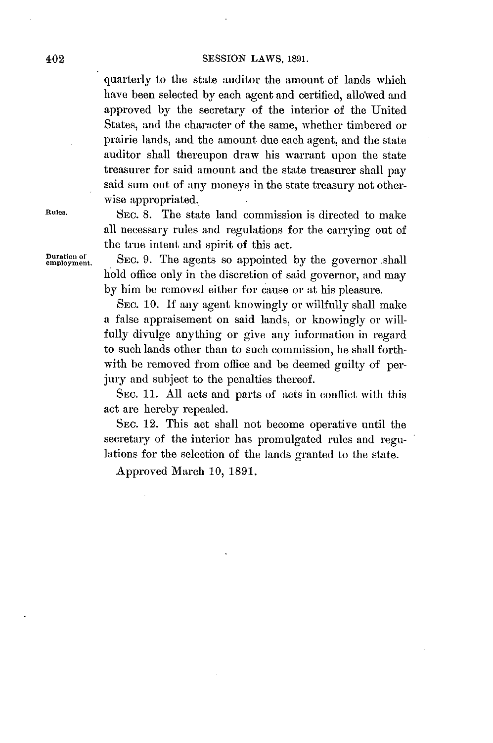quarterly to the state auditor the amount of lands which have been selected by each agent and certified, allowed and approved by the secretary of the interior of the United States, and the character of the same, whether timbered or prairie lands, and the amount due each agent, and the state auditor shall thereupon draw his warrant upon the state treasurer for said amount and the state treasurer shall pay said sum out of any moneys in the state treasury not otherwise appropriated.

Rules.

SEC. 8. The state land commission is directed to make all necessary rules and regulations for the carrying out of the true intent and spirit of this act.

Duration of employment.

SEC. 9. The agents so appointed by the governor shall hold office only in the discretion of said governor, and may by him be removed either for cause or at his pleasure.

SEC. 10. If any agent knowingly or willfully shall make a false appraisement on said lands, or knowingly or willfully divulge anything or give any information in regard to such lands other than to such commission, he shall forthwith be removed from office and be deemed guilty of perjury and subject to the penalties thereof.

SEC. 11. All acts and parts of acts in conflict with this act are hereby repealed.

SEC. 12. This act shall not become operative until the secretary of the interior has promulgated rules and regulations for the selection of the lands granted to the state.

Approved March 10, 1891.